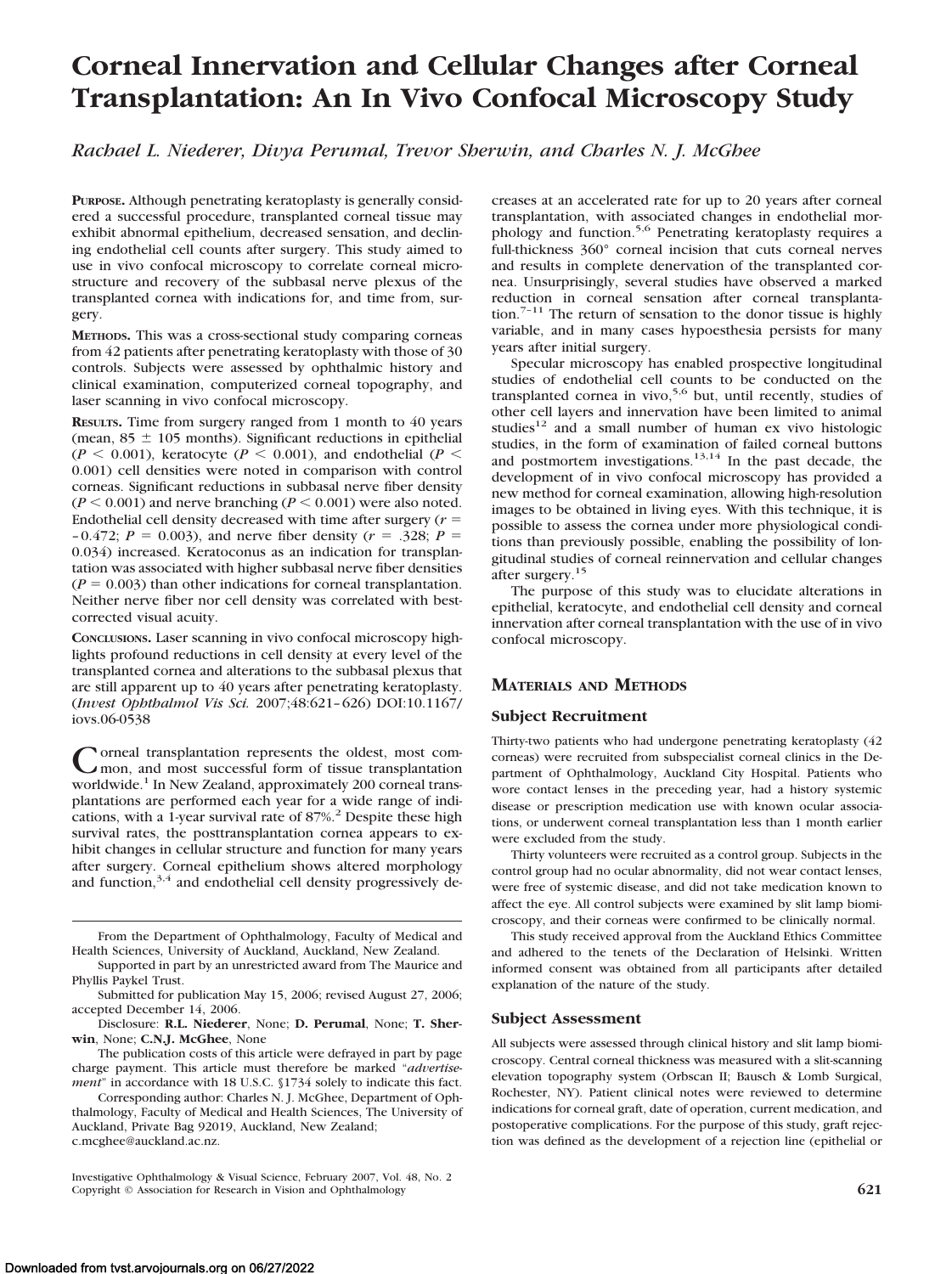# Corneal Innervation and Cellular Changes after Corneal Transplantation: An In Vivo Confocal Microscopy Study

*Rachael L. Niederer, Divya Perumal, Trevor Sherwin, and Charles N. J. McGhee*

**PURPOSE.** Although penetrating keratoplasty is generally considered a successful procedure, transplanted corneal tissue may exhibit abnormal epithelium, decreased sensation, and declining endothelial cell counts after surgery. This study aimed to use in vivo confocal microscopy to correlate corneal microstructure and recovery of the subbasal nerve plexus of the transplanted cornea with indications for, and time from, surgery.

**METHODS.** This was a cross-sectional study comparing corneas from 42 patients after penetrating keratoplasty with those of 30 controls. Subjects were assessed by ophthalmic history and clinical examination, computerized corneal topography, and laser scanning in vivo confocal microscopy.

**RESULTS.** Time from surgery ranged from 1 month to 40 years (mean, $85 \pm 105$ months). Significant reductions in epithelial ($P < 0.001$), keratocyte ($P < 0.001$), and endothelial ($P < 0.001$) cell densities were noted in comparison with control corneas. Significant reductions in subbasal nerve fiber density ($P < 0.001$) and nerve branching ($P < 0.001$) were also noted. Endothelial cell density decreased with time after surgery ($r = -0.472$; $P = 0.003$), and nerve fiber density ($r = .328$; $P = 0.034$) increased. Keratoconus as an indication for transplantation was associated with higher subbasal nerve fiber densities ($P = 0.003$) than other indications for corneal transplantation. Neither nerve fiber nor cell density was correlated with best-corrected visual acuity.

**CONCLUSIONS.** Laser scanning in vivo confocal microscopy highlights profound reductions in cell density at every level of the transplanted cornea and alterations to the subbasal plexus that are still apparent up to 40 years after penetrating keratoplasty. (*Invest Ophthalmol Vis Sci.* 2007;48:621–626) DOI:10.1167/iovs.06-0538

Corneal transplantation represents the oldest, most common, and most successful form of tissue transplantation worldwide.[1] In New Zealand, approximately 200 corneal transplantations are performed each year for a wide range of indications, with a 1-year survival rate of 87%.[2] Despite these high survival rates, the posttransplantation cornea appears to exhibit changes in cellular structure and function for many years after surgery. Corneal epithelium shows altered morphology and function,[3,4] and endothelial cell density progressively decreases at an accelerated rate for up to 20 years after corneal transplantation, with associated changes in endothelial morphology and function.[5,6] Penetrating keratoplasty requires a full-thickness 360° corneal incision that cuts corneal nerves and results in complete denervation of the transplanted cornea. Unsurprisingly, several studies have observed a marked reduction in corneal sensation after corneal transplantation.[7–11] The return of sensation to the donor tissue is highly variable, and in many cases hypoesthesia persists for many years after initial surgery.

Specular microscopy has enabled prospective longitudinal studies of endothelial cell counts to be conducted on the transplanted cornea in vivo,[5,6] but, until recently, studies of other cell layers and innervation have been limited to animal studies[12] and a small number of human ex vivo histologic studies, in the form of examination of failed corneal buttons and postmortem investigations.[13,14] In the past decade, the development of in vivo confocal microscopy has provided a new method for corneal examination, allowing high-resolution images to be obtained in living eyes. With this technique, it is possible to assess the cornea under more physiological conditions than previously possible, enabling the possibility of longitudinal studies of corneal reinnervation and cellular changes after surgery.[15]

The purpose of this study was to elucidate alterations in epithelial, keratocyte, and endothelial cell density and corneal innervation after corneal transplantation with the use of in vivo confocal microscopy.

## MATERIALS AND METHODS

### Subject Recruitment

Thirty-two patients who had undergone penetrating keratoplasty (42 corneas) were recruited from subspecialist corneal clinics in the Department of Ophthalmology, Auckland City Hospital. Patients who wore contact lenses in the preceding year, had a history systemic disease or prescription medication use with known ocular associations, or underwent corneal transplantation less than 1 month earlier were excluded from the study.

Thirty volunteers were recruited as a control group. Subjects in the control group had no ocular abnormality, did not wear contact lenses, were free of systemic disease, and did not take medication known to affect the eye. All control subjects were examined by slit lamp biomicroscopy, and their corneas were confirmed to be clinically normal.

This study received approval from the Auckland Ethics Committee and adhered to the tenets of the Declaration of Helsinki. Written informed consent was obtained from all participants after detailed explanation of the nature of the study.

### Subject Assessment

All subjects were assessed through clinical history and slit lamp biomicroscopy. Central corneal thickness was measured with a slit-scanning elevation topography system (Orbscan II; Bausch & Lomb Surgical, Rochester, NY). Patient clinical notes were reviewed to determine indications for corneal graft, date of operation, current medication, and postoperative complications. For the purpose of this study, graft rejection was defined as the development of a rejection line (epithelial or

---

From the Department of Ophthalmology, Faculty of Medical and Health Sciences, University of Auckland, Auckland, New Zealand.

Supported in part by an unrestricted award from The Maurice and Phyllis Paykel Trust.

Submitted for publication May 15, 2006; revised August 27, 2006; accepted December 14, 2006.

Disclosure: **R.L. Niederer**, None; **D. Perumal**, None; **T. Sherwin**, None; **C.N.J. McGhee**, None

The publication costs of this article were defrayed in part by page charge payment. This article must therefore be marked "*advertisement*" in accordance with 18 U.S.C. §1734 solely to indicate this fact.

Corresponding author: Charles N. J. McGhee, Department of Ophthalmology, Faculty of Medical and Health Sciences, The University of Auckland, Private Bag 92019, Auckland, New Zealand; c.mcghee@auckland.ac.nz.

Investigative Ophthalmology & Visual Science, February 2007, Vol. 48, No. 2
Copyright © Association for Research in Vision and Ophthalmology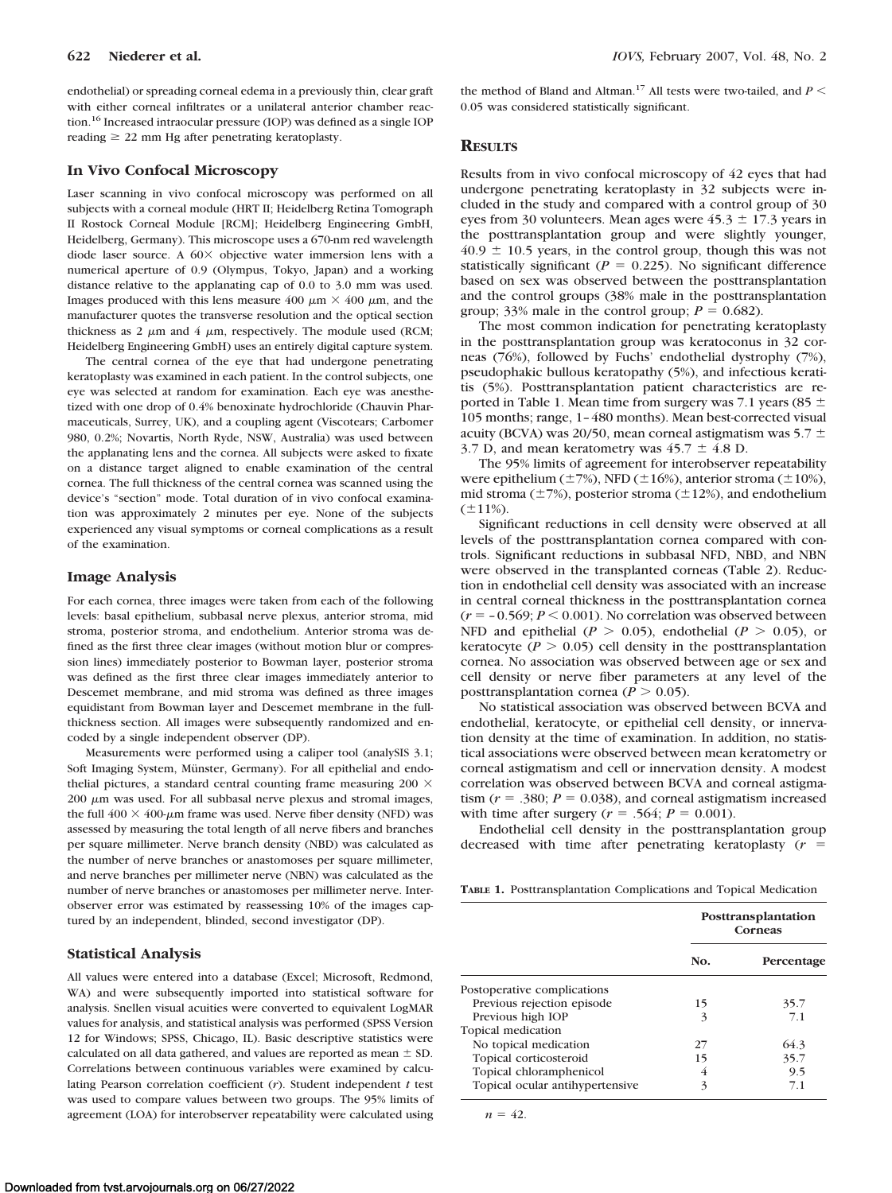endothelial) or spreading corneal edema in a previously thin, clear graft with either corneal infiltrates or a unilateral anterior chamber reaction.[16] Increased intraocular pressure (IOP) was defined as a single IOP reading ≥ 22 mm Hg after penetrating keratoplasty.

### In Vivo Confocal Microscopy

Laser scanning in vivo confocal microscopy was performed on all subjects with a corneal module (HRT II; Heidelberg Retina Tomograph II Rostock Corneal Module [RCM]; Heidelberg Engineering GmbH, Heidelberg, Germany). This microscope uses a 670-nm red wavelength diode laser source. A 60× objective water immersion lens with a numerical aperture of 0.9 (Olympus, Tokyo, Japan) and a working distance relative to the applanating cap of 0.0 to 3.0 mm was used. Images produced with this lens measure 400 μm × 400 μm, and the manufacturer quotes the transverse resolution and the optical section thickness as 2 μm and 4 μm, respectively. The module used (RCM; Heidelberg Engineering GmbH) uses an entirely digital capture system.

The central cornea of the eye that had undergone penetrating keratoplasty was examined in each patient. In the control subjects, one eye was selected at random for examination. Each eye was anesthetized with one drop of 0.4% benoxinate hydrochloride (Chauvin Pharmaceuticals, Surrey, UK), and a coupling agent (Viscotears; Carbomer 980, 0.2%; Novartis, North Ryde, NSW, Australia) was used between the applanating lens and the cornea. All subjects were asked to fixate on a distance target aligned to enable examination of the central cornea. The full thickness of the central cornea was scanned using the device's "section" mode. Total duration of in vivo confocal examination was approximately 2 minutes per eye. None of the subjects experienced any visual symptoms or corneal complications as a result of the examination.

### Image Analysis

For each cornea, three images were taken from each of the following levels: basal epithelium, subbasal nerve plexus, anterior stroma, mid stroma, posterior stroma, and endothelium. Anterior stroma was defined as the first three clear images (without motion blur or compression lines) immediately posterior to Bowman layer, posterior stroma was defined as the first three clear images immediately anterior to Descemet membrane, and mid stroma was defined as three images equidistant from Bowman layer and Descemet membrane in the full-thickness section. All images were subsequently randomized and encoded by a single independent observer (DP).

Measurements were performed using a caliper tool (analySIS 3.1; Soft Imaging System, Münster, Germany). For all epithelial and endothelial pictures, a standard central counting frame measuring 200 × 200 μm was used. For all subbasal nerve plexus and stromal images, the full 400 × 400-μm frame was used. Nerve fiber density (NFD) was assessed by measuring the total length of all nerve fibers and branches per square millimeter. Nerve branch density (NBD) was calculated as the number of nerve branches or anastomoses per square millimeter, and nerve branches per millimeter nerve (NBN) was calculated as the number of nerve branches or anastomoses per millimeter nerve. Interobserver error was estimated by reassessing 10% of the images captured by an independent, blinded, second investigator (DP).

### Statistical Analysis

All values were entered into a database (Excel; Microsoft, Redmond, WA) and were subsequently imported into statistical software for analysis. Snellen visual acuities were converted to equivalent LogMAR values for analysis, and statistical analysis was performed (SPSS Version 12 for Windows; SPSS, Chicago, IL). Basic descriptive statistics were calculated on all data gathered, and values are reported as mean ± SD. Correlations between continuous variables were examined by calculating Pearson correlation coefficient ($r$). Student independent $t$ test was used to compare values between two groups. The 95% limits of agreement (LOA) for interobserver repeatability were calculated using the method of Bland and Altman.[17] All tests were two-tailed, and $P < 0.05$ was considered statistically significant.

## Results

Results from in vivo confocal microscopy of 42 eyes that had undergone penetrating keratoplasty in 32 subjects were included in the study and compared with a control group of 30 eyes from 30 volunteers. Mean ages were 45.3 ± 17.3 years in the posttransplantation group and were slightly younger, 40.9 ± 10.5 years, in the control group, though this was not statistically significant ($P = 0.225$). No significant difference based on sex was observed between the posttransplantation and the control groups (38% male in the posttransplantation group; 33% male in the control group; $P = 0.682$).

The most common indication for penetrating keratoplasty in the posttransplantation group was keratoconus in 32 corneas (76%), followed by Fuchs' endothelial dystrophy (7%), pseudophakic bullous keratopathy (5%), and infectious keratitis (5%). Posttransplantation patient characteristics are reported in Table 1. Mean time from surgery was 7.1 years (85 ± 105 months; range, 1–480 months). Mean best-corrected visual acuity (BCVA) was 20/50, mean corneal astigmatism was 5.7 ± 3.7 D, and mean keratometry was 45.7 ± 4.8 D.

The 95% limits of agreement for interobserver repeatability were epithelium (±7%), NFD (±16%), anterior stroma (±10%), mid stroma (±7%), posterior stroma (±12%), and endothelium (±11%).

Significant reductions in cell density were observed at all levels of the posttransplantation cornea compared with controls. Significant reductions in subbasal NFD, NBD, and NBN were observed in the transplanted corneas (Table 2). Reduction in endothelial cell density was associated with an increase in central corneal thickness in the posttransplantation cornea ($r = -0.569$; $P < 0.001$). No correlation was observed between NFD and epithelial ($P > 0.05$), endothelial ($P > 0.05$), or keratocyte ($P > 0.05$) cell density in the posttransplantation cornea. No association was observed between age or sex and cell density or nerve fiber parameters at any level of the posttransplantation cornea ($P > 0.05$).

No statistical association was observed between BCVA and endothelial, keratocyte, or epithelial cell density, or innervation density at the time of examination. In addition, no statistical associations were observed between mean keratometry or corneal astigmatism and cell or innervation density. A modest correlation was observed between BCVA and corneal astigmatism ($r = .380$; $P = 0.038$), and corneal astigmatism increased with time after surgery ($r = .564$; $P = 0.001$).

Endothelial cell density in the posttransplantation group decreased with time after penetrating keratoplasty ($r$ =

**Table 1.** Posttransplantation Complications and Topical Medication

| | Posttransplantation Corneas | |
|---|---|---|
| | No. | Percentage |
| Postoperative complications | | |
| Previous rejection episode | 15 | 35.7 |
| Previous high IOP | 3 | 7.1 |
| Topical medication | | |
| No topical medication | 27 | 64.3 |
| Topical corticosteroid | 15 | 35.7 |
| Topical chloramphenicol | 4 | 9.5 |
| Topical ocular antihypertensive | 3 | 7.1 |

$n = 42$.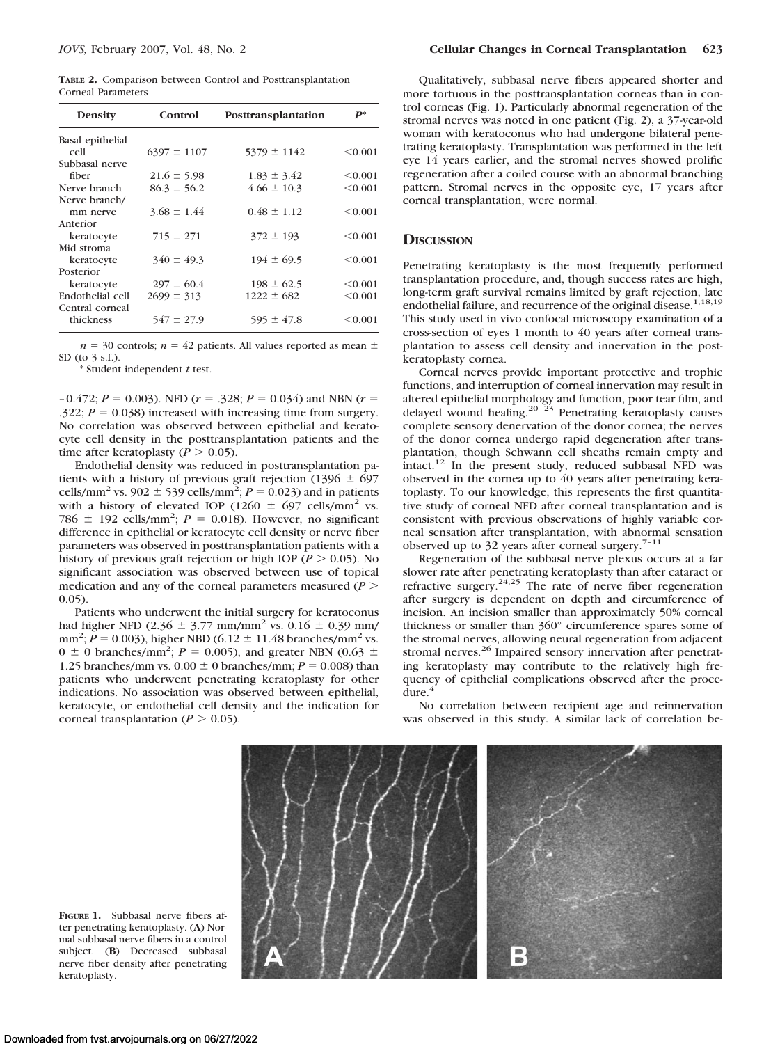**TABLE 2.** Comparison between Control and Posttransplantation Corneal Parameters

| Density | Control | Posttransplantation | $P$* |
|---|---|---|---|
| Basal epithelial cell | 6397 ± 1107 | 5379 ± 1142 | <0.001 |
| Subbasal nerve fiber | 21.6 ± 5.98 | 1.83 ± 3.42 | <0.001 |
| Nerve branch | 86.3 ± 56.2 | 4.66 ± 10.3 | <0.001 |
| Nerve branch/mm nerve | 3.68 ± 1.44 | 0.48 ± 1.12 | <0.001 |
| Anterior keratocyte | 715 ± 271 | 372 ± 193 | <0.001 |
| Mid stroma keratocyte | 340 ± 49.3 | 194 ± 69.5 | <0.001 |
| Posterior keratocyte | 297 ± 60.4 | 198 ± 62.5 | <0.001 |
| Endothelial cell | 2699 ± 313 | 1222 ± 682 | <0.001 |
| Central corneal thickness | 547 ± 27.9 | 595 ± 47.8 | <0.001 |

$n = 30$ controls; $n = 42$ patients. All values reported as mean ± SD (to 3 s.f.).

\* Student independent $t$ test.

–0.472; $P = 0.003$). NFD ($r = .328$; $P = 0.034$) and NBN ($r = .322$; $P = 0.038$) increased with increasing time from surgery. No correlation was observed between epithelial and keratocyte cell density in the posttransplantation patients and the time after keratoplasty ($P > 0.05$).

Endothelial density was reduced in posttransplantation patients with a history of previous graft rejection (1396 ± 697 cells/mm$^2$ vs. 902 ± 539 cells/mm$^2$; $P = 0.023$) and in patients with a history of elevated IOP (1260 ± 697 cells/mm$^2$ vs. 786 ± 192 cells/mm$^2$; $P = 0.018$). However, no significant difference in epithelial or keratocyte cell density or nerve fiber parameters was observed in posttransplantation patients with a history of previous graft rejection or high IOP ($P > 0.05$). No significant association was observed between use of topical medication and any of the corneal parameters measured ($P > 0.05$).

Patients who underwent the initial surgery for keratoconus had higher NFD (2.36 ± 3.77 mm/mm$^2$ vs. 0.16 ± 0.39 mm/mm$^2$; $P = 0.003$), higher NBD (6.12 ± 11.48 branches/mm$^2$ vs. 0 ± 0 branches/mm$^2$; $P = 0.005$), and greater NBN (0.63 ± 1.25 branches/mm vs. 0.00 ± 0 branches/mm; $P = 0.008$) than patients who underwent penetrating keratoplasty for other indications. No association was observed between epithelial, keratocyte, or endothelial cell density and the indication for corneal transplantation ($P > 0.05$).

Qualitatively, subbasal nerve fibers appeared shorter and more tortuous in the posttransplantation corneas than in control corneas (Fig. 1). Particularly abnormal regeneration of the stromal nerves was noted in one patient (Fig. 2), a 37-year-old woman with keratoconus who had undergone bilateral penetrating keratoplasty. Transplantation was performed in the left eye 14 years earlier, and the stromal nerves showed prolific regeneration after a coiled course with an abnormal branching pattern. Stromal nerves in the opposite eye, 17 years after corneal transplantation, were normal.

## Discussion

Penetrating keratoplasty is the most frequently performed transplantation procedure, and, though success rates are high, long-term graft survival remains limited by graft rejection, late endothelial failure, and recurrence of the original disease.[1,18,19] This study used in vivo confocal microscopy examination of a cross-section of eyes 1 month to 40 years after corneal transplantation to assess cell density and innervation in the postkeratoplasty cornea.

Corneal nerves provide important protective and trophic functions, and interruption of corneal innervation may result in altered epithelial morphology and function, poor tear film, and delayed wound healing.[20–23] Penetrating keratoplasty causes complete sensory denervation of the donor cornea; the nerves of the donor cornea undergo rapid degeneration after transplantation, though Schwann cell sheaths remain empty and intact.[12] In the present study, reduced subbasal NFD was observed in the cornea up to 40 years after penetrating keratoplasty. To our knowledge, this represents the first quantitative study of corneal NFD after corneal transplantation and is consistent with previous observations of highly variable corneal sensation after transplantation, with abnormal sensation observed up to 32 years after corneal surgery.[7–11]

Regeneration of the subbasal nerve plexus occurs at a far slower rate after penetrating keratoplasty than after cataract or refractive surgery.[24,25] The rate of nerve fiber regeneration after surgery is dependent on depth and circumference of incision. An incision smaller than approximately 50% corneal thickness or smaller than 360° circumference spares some of the stromal nerves, allowing neural regeneration from adjacent stromal nerves.[26] Impaired sensory innervation after penetrating keratoplasty may contribute to the relatively high frequency of epithelial complications observed after the procedure.[4]

No correlation between recipient age and reinnervation was observed in this study. A similar lack of correlation be-

**FIGURE 1.** Subbasal nerve fibers after penetrating keratoplasty. (**A**) Normal subbasal nerve fibers in a control subject. (**B**) Decreased subbasal nerve fiber density after penetrating keratoplasty.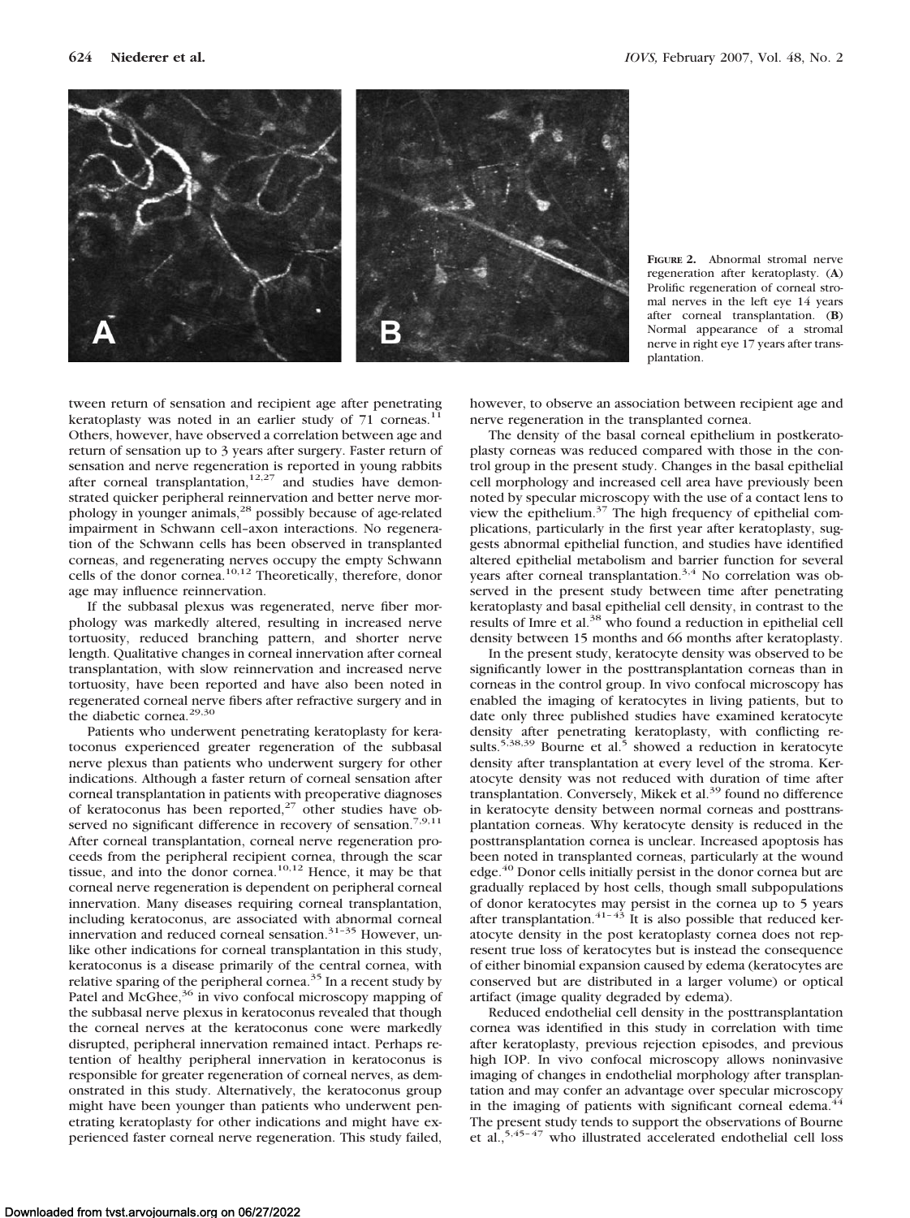**FIGURE 2.** Abnormal stromal nerve regeneration after keratoplasty. (**A**) Prolific regeneration of corneal stromal nerves in the left eye 14 years after corneal transplantation. (**B**) Normal appearance of a stromal nerve in right eye 17 years after transplantation.

tween return of sensation and recipient age after penetrating keratoplasty was noted in an earlier study of 71 corneas.[11] Others, however, have observed a correlation between age and return of sensation up to 3 years after surgery. Faster return of sensation and nerve regeneration is reported in young rabbits after corneal transplantation,[12,27] and studies have demonstrated quicker peripheral reinnervation and better nerve morphology in younger animals,[28] possibly because of age-related impairment in Schwann cell–axon interactions. No regeneration of the Schwann cells has been observed in transplanted corneas, and regenerating nerves occupy the empty Schwann cells of the donor cornea.[10,12] Theoretically, therefore, donor age may influence reinnervation.

If the subbasal plexus was regenerated, nerve fiber morphology was markedly altered, resulting in increased nerve tortuosity, reduced branching pattern, and shorter nerve length. Qualitative changes in corneal innervation after corneal transplantation, with slow reinnervation and increased nerve tortuosity, have been reported and have also been noted in regenerated corneal nerve fibers after refractive surgery and in the diabetic cornea.[29,30]

Patients who underwent penetrating keratoplasty for keratoconus experienced greater regeneration of the subbasal nerve plexus than patients who underwent surgery for other indications. Although a faster return of corneal sensation after corneal transplantation in patients with preoperative diagnoses of keratoconus has been reported,[27] other studies have observed no significant difference in recovery of sensation.[7,9,11] After corneal transplantation, corneal nerve regeneration proceeds from the peripheral recipient cornea, through the scar tissue, and into the donor cornea.[10,12] Hence, it may be that corneal nerve regeneration is dependent on peripheral corneal innervation. Many diseases requiring corneal transplantation, including keratoconus, are associated with abnormal corneal innervation and reduced corneal sensation.[31–35] However, unlike other indications for corneal transplantation in this study, keratoconus is a disease primarily of the central cornea, with relative sparing of the peripheral cornea.[35] In a recent study by Patel and McGhee,[36] in vivo confocal microscopy mapping of the subbasal nerve plexus in keratoconus revealed that though the corneal nerves at the keratoconus cone were markedly disrupted, peripheral innervation remained intact. Perhaps retention of healthy peripheral innervation in keratoconus is responsible for greater regeneration of corneal nerves, as demonstrated in this study. Alternatively, the keratoconus group might have been younger than patients who underwent penetrating keratoplasty for other indications and might have experienced faster corneal nerve regeneration. This study failed, however, to observe an association between recipient age and nerve regeneration in the transplanted cornea.

The density of the basal corneal epithelium in postkeratoplasty corneas was reduced compared with those in the control group in the present study. Changes in the basal epithelial cell morphology and increased cell area have previously been noted by specular microscopy with the use of a contact lens to view the epithelium.[37] The high frequency of epithelial complications, particularly in the first year after keratoplasty, suggests abnormal epithelial function, and studies have identified altered epithelial metabolism and barrier function for several years after corneal transplantation.[3,4] No correlation was observed in the present study between time after penetrating keratoplasty and basal epithelial cell density, in contrast to the results of Imre et al.[38] who found a reduction in epithelial cell density between 15 months and 66 months after keratoplasty.

In the present study, keratocyte density was observed to be significantly lower in the posttransplantation corneas than in corneas in the control group. In vivo confocal microscopy has enabled the imaging of keratocytes in living patients, but to date only three published studies have examined keratocyte density after penetrating keratoplasty, with conflicting results.[5,38,39] Bourne et al.[5] showed a reduction in keratocyte density after transplantation at every level of the stroma. Keratocyte density was not reduced with duration of time after transplantation. Conversely, Mikek et al.[39] found no difference in keratocyte density between normal corneas and posttransplantation corneas. Why keratocyte density is reduced in the posttransplantation cornea is unclear. Increased apoptosis has been noted in transplanted corneas, particularly at the wound edge.[40] Donor cells initially persist in the donor cornea but are gradually replaced by host cells, though small subpopulations of donor keratocytes may persist in the cornea up to 5 years after transplantation.[41–43] It is also possible that reduced keratocyte density in the post keratoplasty cornea does not represent true loss of keratocytes but is instead the consequence of either binomial expansion caused by edema (keratocytes are conserved but are distributed in a larger volume) or optical artifact (image quality degraded by edema).

Reduced endothelial cell density in the posttransplantation cornea was identified in this study in correlation with time after keratoplasty, previous rejection episodes, and previous high IOP. In vivo confocal microscopy allows noninvasive imaging of changes in endothelial morphology after transplantation and may confer an advantage over specular microscopy in the imaging of patients with significant corneal edema.[44] The present study tends to support the observations of Bourne et al.,[5,45–47] who illustrated accelerated endothelial cell loss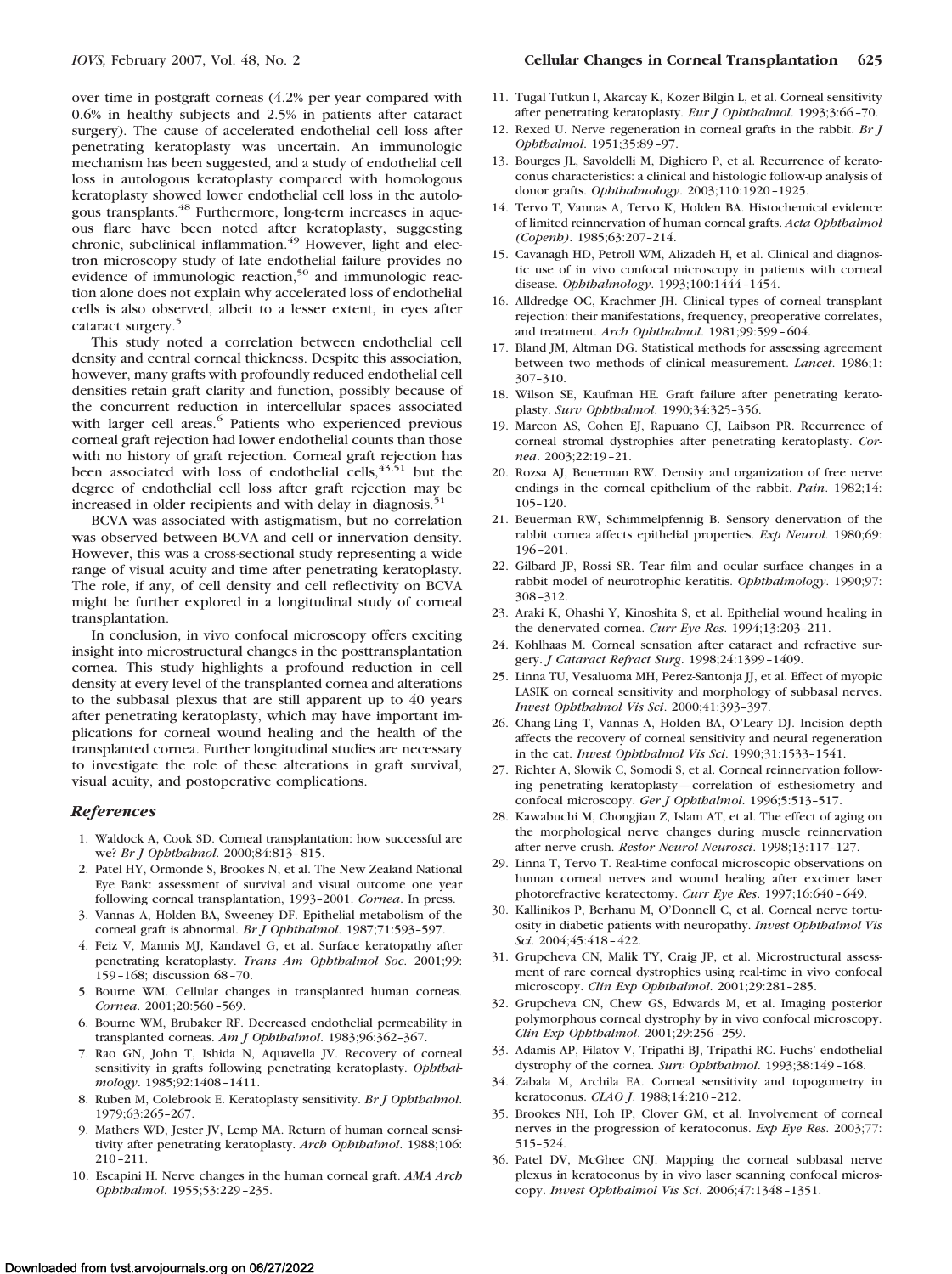over time in postgraft corneas (4.2% per year compared with 0.6% in healthy subjects and 2.5% in patients after cataract surgery). The cause of accelerated endothelial cell loss after penetrating keratoplasty was uncertain. An immunologic mechanism has been suggested, and a study of endothelial cell loss in autologous keratoplasty compared with homologous keratoplasty showed lower endothelial cell loss in the autologous transplants.[48] Furthermore, long-term increases in aqueous flare have been noted after keratoplasty, suggesting chronic, subclinical inflammation.[49] However, light and electron microscopy study of late endothelial failure provides no evidence of immunologic reaction,[50] and immunologic reaction alone does not explain why accelerated loss of endothelial cells is also observed, albeit to a lesser extent, in eyes after cataract surgery.[5]

This study noted a correlation between endothelial cell density and central corneal thickness. Despite this association, however, many grafts with profoundly reduced endothelial cell densities retain graft clarity and function, possibly because of the concurrent reduction in intercellular spaces associated with larger cell areas.[6] Patients who experienced previous corneal graft rejection had lower endothelial counts than those with no history of graft rejection. Corneal graft rejection has been associated with loss of endothelial cells,[43,51] but the degree of endothelial cell loss after graft rejection may be increased in older recipients and with delay in diagnosis.[51]

BCVA was associated with astigmatism, but no correlation was observed between BCVA and cell or innervation density. However, this was a cross-sectional study representing a wide range of visual acuity and time after penetrating keratoplasty. The role, if any, of cell density and cell reflectivity on BCVA might be further explored in a longitudinal study of corneal transplantation.

In conclusion, in vivo confocal microscopy offers exciting insight into microstructural changes in the posttransplantation cornea. This study highlights a profound reduction in cell density at every level of the transplanted cornea and alterations to the subbasal plexus that are still apparent up to 40 years after penetrating keratoplasty, which may have important implications for corneal wound healing and the health of the transplanted cornea. Further longitudinal studies are necessary to investigate the role of these alterations in graft survival, visual acuity, and postoperative complications.

## References

1. Waldock A, Cook SD. Corneal transplantation: how successful are we? *Br J Ophthalmol*. 2000;84:813–815.
2. Patel HY, Ormonde S, Brookes N, et al. The New Zealand National Eye Bank: assessment of survival and visual outcome one year following corneal transplantation, 1993–2001. *Cornea*. In press.
3. Vannas A, Holden BA, Sweeney DF. Epithelial metabolism of the corneal graft is abnormal. *Br J Ophthalmol*. 1987;71:593–597.
4. Feiz V, Mannis MJ, Kandavel G, et al. Surface keratopathy after penetrating keratoplasty. *Trans Am Ophthalmol Soc*. 2001;99: 159–168; discussion 68–70.
5. Bourne WM. Cellular changes in transplanted human corneas. *Cornea*. 2001;20:560–569.
6. Bourne WM, Brubaker RF. Decreased endothelial permeability in transplanted corneas. *Am J Ophthalmol*. 1983;96:362–367.
7. Rao GN, John T, Ishida N, Aquavella JV. Recovery of corneal sensitivity in grafts following penetrating keratoplasty. *Ophthalmology*. 1985;92:1408–1411.
8. Ruben M, Colebrook E. Keratoplasty sensitivity. *Br J Ophthalmol*. 1979;63:265–267.
9. Mathers WD, Jester JV, Lemp MA. Return of human corneal sensitivity after penetrating keratoplasty. *Arch Ophthalmol*. 1988;106: 210–211.
10. Escapini H. Nerve changes in the human corneal graft. *AMA Arch Ophthalmol*. 1955;53:229–235.
11. Tugal Tutkun I, Akarcay K, Kozer Bilgin L, et al. Corneal sensitivity after penetrating keratoplasty. *Eur J Ophthalmol*. 1993;3:66–70.
12. Rexed U. Nerve regeneration in corneal grafts in the rabbit. *Br J Ophthalmol*. 1951;35:89–97.
13. Bourges JL, Savoldelli M, Dighiero P, et al. Recurrence of keratoconus characteristics: a clinical and histologic follow-up analysis of donor grafts. *Ophthalmology*. 2003;110:1920–1925.
14. Tervo T, Vannas A, Tervo K, Holden BA. Histochemical evidence of limited reinnervation of human corneal grafts. *Acta Ophthalmol (Copenh)*. 1985;63:207–214.
15. Cavanagh HD, Petroll WM, Alizadeh H, et al. Clinical and diagnostic use of in vivo confocal microscopy in patients with corneal disease. *Ophthalmology*. 1993;100:1444–1454.
16. Alldredge OC, Krachmer JH. Clinical types of corneal transplant rejection: their manifestations, frequency, preoperative correlates, and treatment. *Arch Ophthalmol*. 1981;99:599–604.
17. Bland JM, Altman DG. Statistical methods for assessing agreement between two methods of clinical measurement. *Lancet*. 1986;1: 307–310.
18. Wilson SE, Kaufman HE. Graft failure after penetrating keratoplasty. *Surv Ophthalmol*. 1990;34:325–356.
19. Marcon AS, Cohen EJ, Rapuano CJ, Laibson PR. Recurrence of corneal stromal dystrophies after penetrating keratoplasty. *Cornea*. 2003;22:19–21.
20. Rozsa AJ, Beuerman RW. Density and organization of free nerve endings in the corneal epithelium of the rabbit. *Pain*. 1982;14: 105–120.
21. Beuerman RW, Schimmelpfennig B. Sensory denervation of the rabbit cornea affects epithelial properties. *Exp Neurol*. 1980;69: 196–201.
22. Gilbard JP, Rossi SR. Tear film and ocular surface changes in a rabbit model of neurotrophic keratitis. *Ophthalmology*. 1990;97: 308–312.
23. Araki K, Ohashi Y, Kinoshita S, et al. Epithelial wound healing in the denervated cornea. *Curr Eye Res*. 1994;13:203–211.
24. Kohlhaas M. Corneal sensation after cataract and refractive surgery. *J Cataract Refract Surg*. 1998;24:1399–1409.
25. Linna TU, Vesaluoma MH, Perez-Santonja JJ, et al. Effect of myopic LASIK on corneal sensitivity and morphology of subbasal nerves. *Invest Ophthalmol Vis Sci*. 2000;41:393–397.
26. Chang-Ling T, Vannas A, Holden BA, O'Leary DJ. Incision depth affects the recovery of corneal sensitivity and neural regeneration in the cat. *Invest Ophthalmol Vis Sci*. 1990;31:1533–1541.
27. Richter A, Slowik C, Somodi S, et al. Corneal reinnervation following penetrating keratoplasty—correlation of esthesiometry and confocal microscopy. *Ger J Ophthalmol*. 1996;5:513–517.
28. Kawabuchi M, Chongjian Z, Islam AT, et al. The effect of aging on the morphological nerve changes during muscle reinnervation after nerve crush. *Restor Neurol Neurosci*. 1998;13:117–127.
29. Linna T, Tervo T. Real-time confocal microscopic observations on human corneal nerves and wound healing after excimer laser photorefractive keratectomy. *Curr Eye Res*. 1997;16:640–649.
30. Kallinikos P, Berhanu M, O'Donnell C, et al. Corneal nerve tortuosity in diabetic patients with neuropathy. *Invest Ophthalmol Vis Sci*. 2004;45:418–422.
31. Grupcheva CN, Malik TY, Craig JP, et al. Microstructural assessment of rare corneal dystrophies using real-time in vivo confocal microscopy. *Clin Exp Ophthalmol*. 2001;29:281–285.
32. Grupcheva CN, Chew GS, Edwards M, et al. Imaging posterior polymorphous corneal dystrophy by in vivo confocal microscopy. *Clin Exp Ophthalmol*. 2001;29:256–259.
33. Adamis AP, Filatov V, Tripathi BJ, Tripathi RC. Fuchs' endothelial dystrophy of the cornea. *Surv Ophthalmol*. 1993;38:149–168.
34. Zabala M, Archila EA. Corneal sensitivity and topogometry in keratoconus. *CLAO J*. 1988;14:210–212.
35. Brookes NH, Loh IP, Clover GM, et al. Involvement of corneal nerves in the progression of keratoconus. *Exp Eye Res*. 2003;77: 515–524.
36. Patel DV, McGhee CNJ. Mapping the corneal subbasal nerve plexus in keratoconus by in vivo laser scanning confocal microscopy. *Invest Ophthalmol Vis Sci*. 2006;47:1348–1351.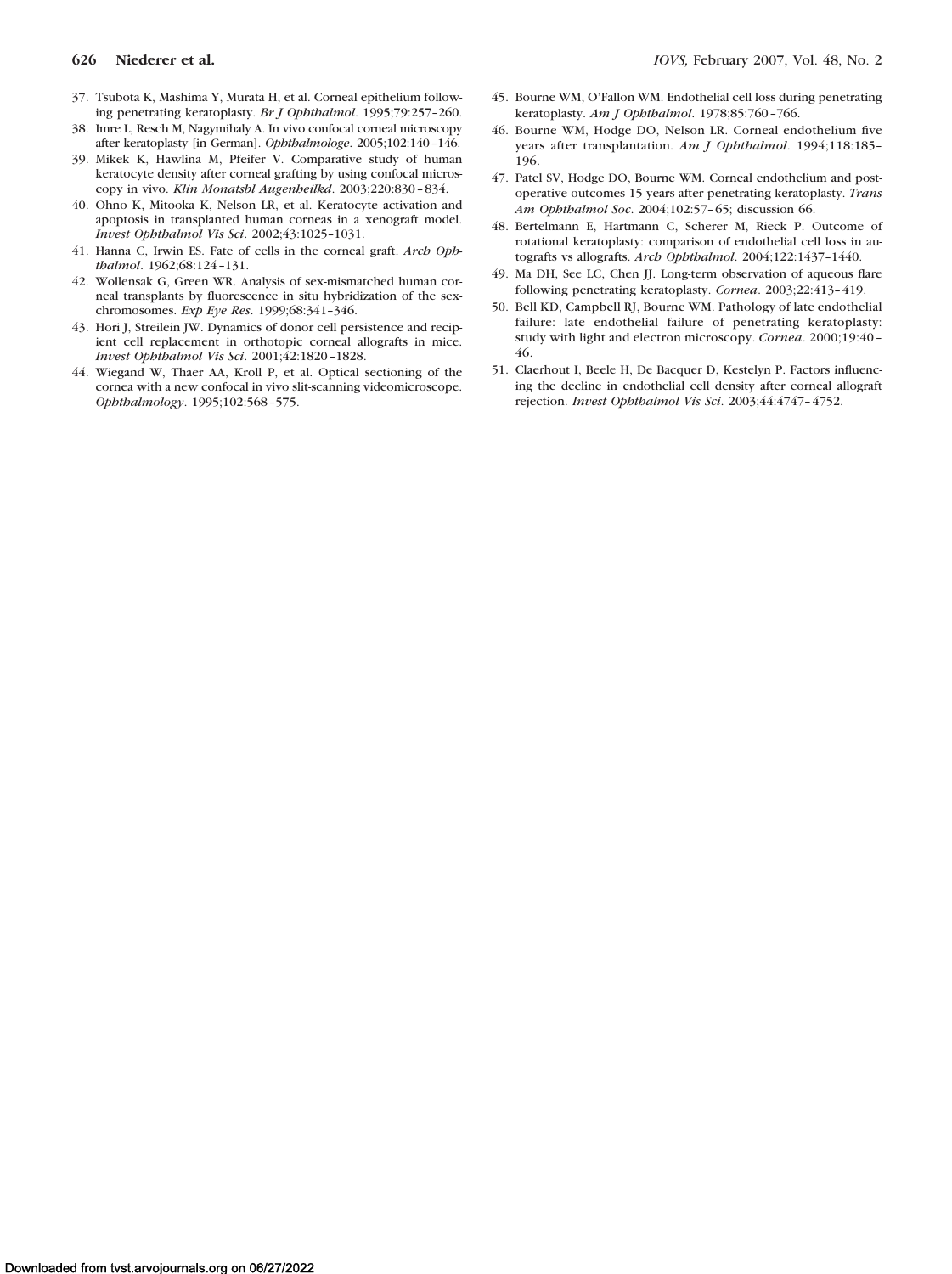37. Tsubota K, Mashima Y, Murata H, et al. Corneal epithelium following penetrating keratoplasty. *Br J Ophthalmol*. 1995;79:257–260.
38. Imre L, Resch M, Nagymihaly A. In vivo confocal corneal microscopy after keratoplasty [in German]. *Ophthalmologe*. 2005;102:140–146.
39. Mikek K, Hawlina M, Pfeifer V. Comparative study of human keratocyte density after corneal grafting by using confocal microscopy in vivo. *Klin Monatsbl Augenheilkd*. 2003;220:830–834.
40. Ohno K, Mitooka K, Nelson LR, et al. Keratocyte activation and apoptosis in transplanted human corneas in a xenograft model. *Invest Ophthalmol Vis Sci*. 2002;43:1025–1031.
41. Hanna C, Irwin ES. Fate of cells in the corneal graft. *Arch Ophthalmol*. 1962;68:124–131.
42. Wollensak G, Green WR. Analysis of sex-mismatched human corneal transplants by fluorescence in situ hybridization of the sex-chromosomes. *Exp Eye Res*. 1999;68:341–346.
43. Hori J, Streilein JW. Dynamics of donor cell persistence and recipient cell replacement in orthotopic corneal allografts in mice. *Invest Ophthalmol Vis Sci*. 2001;42:1820–1828.
44. Wiegand W, Thaer AA, Kroll P, et al. Optical sectioning of the cornea with a new confocal in vivo slit-scanning videomicroscope. *Ophthalmology*. 1995;102:568–575.
45. Bourne WM, O'Fallon WM. Endothelial cell loss during penetrating keratoplasty. *Am J Ophthalmol*. 1978;85:760–766.
46. Bourne WM, Hodge DO, Nelson LR. Corneal endothelium five years after transplantation. *Am J Ophthalmol*. 1994;118:185–196.
47. Patel SV, Hodge DO, Bourne WM. Corneal endothelium and postoperative outcomes 15 years after penetrating keratoplasty. *Trans Am Ophthalmol Soc*. 2004;102:57–65; discussion 66.
48. Bertelmann E, Hartmann C, Scherer M, Rieck P. Outcome of rotational keratoplasty: comparison of endothelial cell loss in autografts vs allografts. *Arch Ophthalmol*. 2004;122:1437–1440.
49. Ma DH, See LC, Chen JJ. Long-term observation of aqueous flare following penetrating keratoplasty. *Cornea*. 2003;22:413–419.
50. Bell KD, Campbell RJ, Bourne WM. Pathology of late endothelial failure: late endothelial failure of penetrating keratoplasty: study with light and electron microscopy. *Cornea*. 2000;19:40–46.
51. Claerhout I, Beele H, De Bacquer D, Kestelyn P. Factors influencing the decline in endothelial cell density after corneal allograft rejection. *Invest Ophthalmol Vis Sci*. 2003;44:4747–4752.